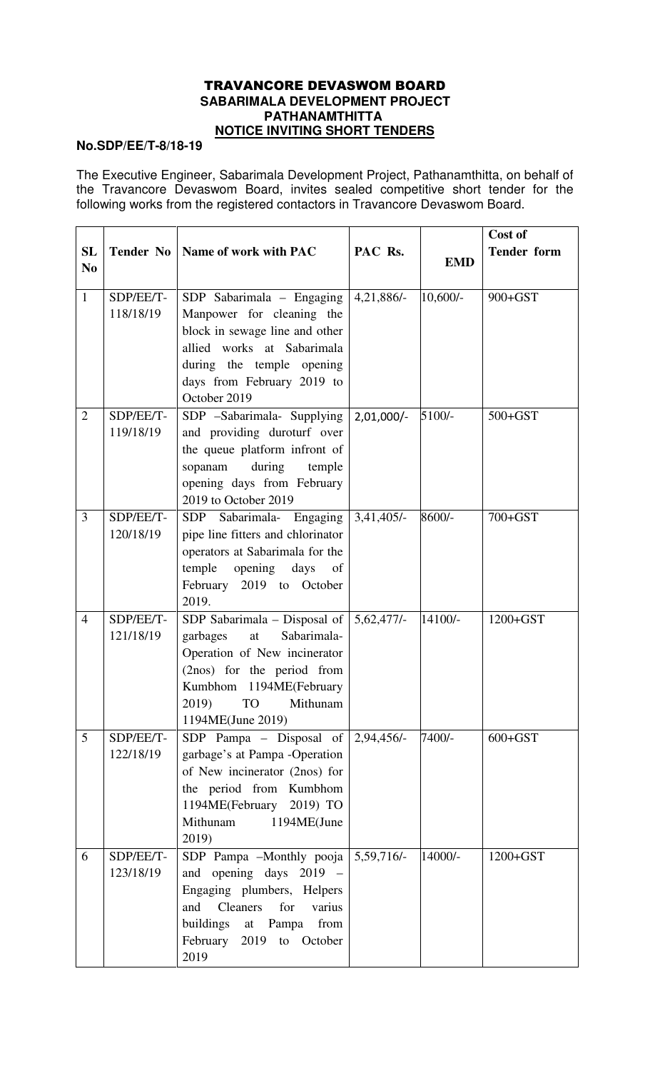# TRAVANCORE DEVASWOM BOARD
## SABARIMALA DEVELOPMENT PROJECT
## PATHANAMTHITTA
## NOTICE INVITING SHORT TENDERS

**No.SDP/EE/T-8/18-19**

The Executive Engineer, Sabarimala Development Project, Pathanamthitta, on behalf of the Travancore Devaswom Board, invites sealed competitive short tender for the following works from the registered contactors in Travancore Devaswom Board.

| SL No | Tender No | Name of work with PAC | PAC Rs. | EMD | Cost of Tender form |
|---|---|---|---|---|---|
| 1 | SDP/EE/T-118/18/19 | SDP Sabarimala – Engaging Manpower for cleaning the block in sewage line and other allied works at Sabarimala during the temple opening days from February 2019 to October 2019 | 4,21,886/- | 10,600/- | 900+GST |
| 2 | SDP/EE/T-119/18/19 | SDP –Sabarimala- Supplying and providing duroturf over the queue platform infront of sopanam during temple opening days from February 2019 to October 2019 | 2,01,000/- | 5100/- | 500+GST |
| 3 | SDP/EE/T-120/18/19 | SDP Sabarimala- Engaging pipe line fitters and chlorinator operators at Sabarimala for the temple opening days of February 2019 to October 2019. | 3,41,405/- | 8600/- | 700+GST |
| 4 | SDP/EE/T-121/18/19 | SDP Sabarimala – Disposal of garbages at Sabarimala- Operation of New incinerator (2nos) for the period from Kumbhom 1194ME(February 2019) TO Mithunam 1194ME(June 2019) | 5,62,477/- | 14100/- | 1200+GST |
| 5 | SDP/EE/T-122/18/19 | SDP Pampa – Disposal of garbage's at Pampa -Operation of New incinerator (2nos) for the period from Kumbhom 1194ME(February 2019) TO Mithunam 1194ME(June 2019) | 2,94,456/- | 7400/- | 600+GST |
| 6 | SDP/EE/T-123/18/19 | SDP Pampa –Monthly pooja and opening days 2019 – Engaging plumbers, Helpers and Cleaners for varius buildings at Pampa from February 2019 to October 2019 | 5,59,716/- | 14000/- | 1200+GST |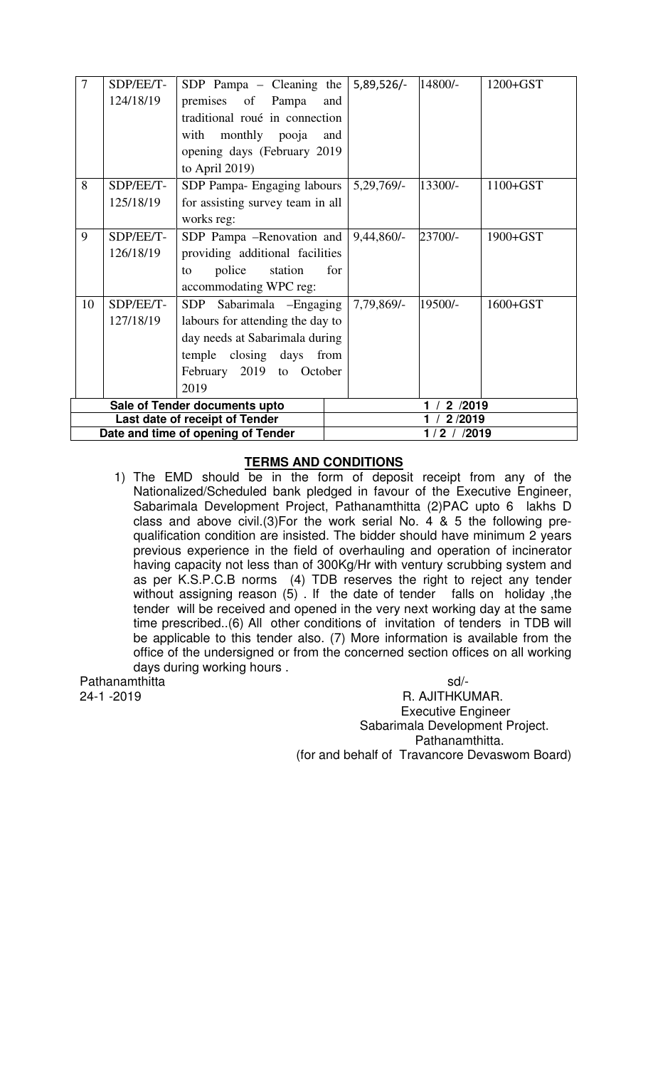| | | | | | |
|---|---|---|---|---|---|
| 7 | SDP/EE/T-124/18/19 | SDP Pampa – Cleaning the premises of Pampa and traditional roué in connection with monthly pooja and opening days (February 2019 to April 2019) | 5,89,526/- | 14800/- | 1200+GST |
| 8 | SDP/EE/T-125/18/19 | SDP Pampa- Engaging labours for assisting survey team in all works reg: | 5,29,769/- | 13300/- | 1100+GST |
| 9 | SDP/EE/T-126/18/19 | SDP Pampa –Renovation and providing additional facilities to police station for accommodating WPC reg: | 9,44,860/- | 23700/- | 1900+GST |
| 10 | SDP/EE/T-127/18/19 | SDP Sabarimala –Engaging labours for attending the day to day needs at Sabarimala during temple closing days from February 2019 to October 2019 | 7,79,869/- | 19500/- | 1600+GST |
| **Sale of Tender documents upto** | | | **1 / 2 /2019** | | |
| **Last date of receipt of Tender** | | | **1 / 2 /2019** | | |
| **Date and time of opening of Tender** | | | **1 / 2 / /2019** | | |

## TERMS AND CONDITIONS

1) The EMD should be in the form of deposit receipt from any of the Nationalized/Scheduled bank pledged in favour of the Executive Engineer, Sabarimala Development Project, Pathanamthitta (2)PAC upto 6 lakhs D class and above civil.(3)For the work serial No. 4 & 5 the following pre-qualification condition are insisted. The bidder should have minimum 2 years previous experience in the field of overhauling and operation of incinerator having capacity not less than of 300Kg/Hr with ventury scrubbing system and as per K.S.P.C.B norms (4) TDB reserves the right to reject any tender without assigning reason (5) . If the date of tender falls on holiday ,the tender will be received and opened in the very next working day at the same time prescribed..(6) All other conditions of invitation of tenders in TDB will be applicable to this tender also. (7) More information is available from the office of the undersigned or from the concerned section offices on all working days during working hours .

Pathanamthitta
24-1 -2019

sd/-
R. AJITHKUMAR.
Executive Engineer
Sabarimala Development Project.
Pathanamthitta.
(for and behalf of Travancore Devaswom Board)